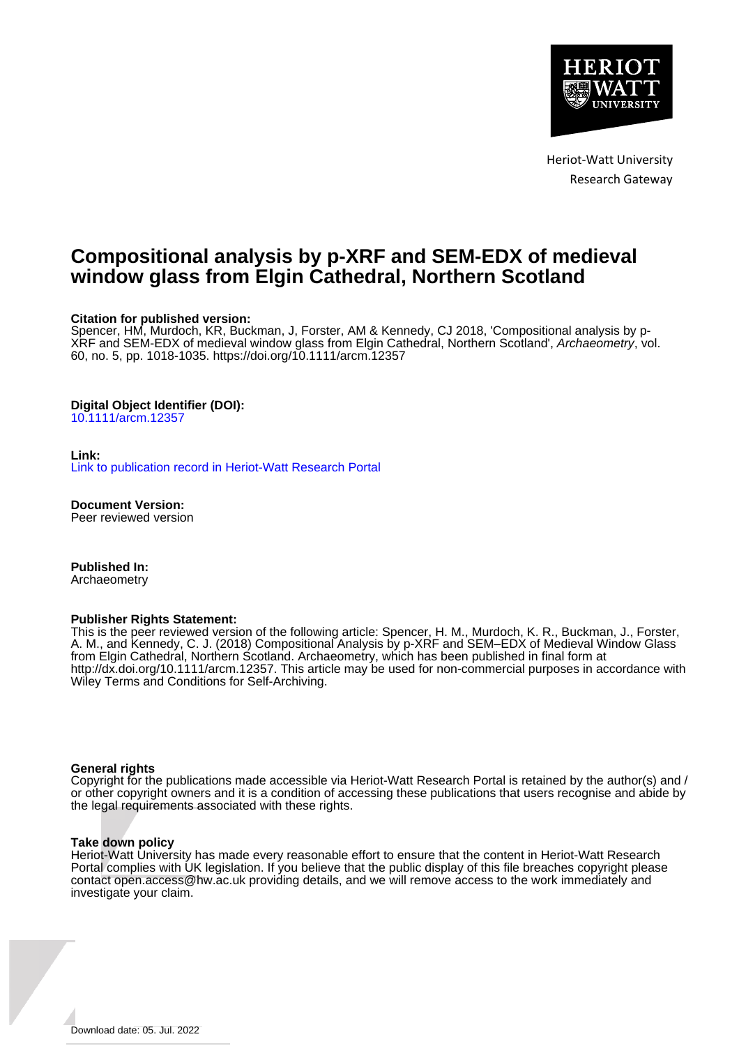Heriot-Watt University
Research Gateway

# Compositional analysis by p-XRF and SEM-EDX of medieval window glass from Elgin Cathedral, Northern Scotland

**Citation for published version:**
Spencer, HM, Murdoch, KR, Buckman, J, Forster, AM & Kennedy, CJ 2018, 'Compositional analysis by p-XRF and SEM-EDX of medieval window glass from Elgin Cathedral, Northern Scotland', *Archaeometry*, vol. 60, no. 5, pp. 1018-1035. https://doi.org/10.1111/arcm.12357

**Digital Object Identifier (DOI):**
10.1111/arcm.12357

**Link:**
Link to publication record in Heriot-Watt Research Portal

**Document Version:**
Peer reviewed version

**Published In:**
Archaeometry

**Publisher Rights Statement:**
This is the peer reviewed version of the following article: Spencer, H. M., Murdoch, K. R., Buckman, J., Forster, A. M., and Kennedy, C. J. (2018) Compositional Analysis by p-XRF and SEM–EDX of Medieval Window Glass from Elgin Cathedral, Northern Scotland. Archaeometry, which has been published in final form at http://dx.doi.org/10.1111/arcm.12357. This article may be used for non-commercial purposes in accordance with Wiley Terms and Conditions for Self-Archiving.

**General rights**
Copyright for the publications made accessible via Heriot-Watt Research Portal is retained by the author(s) and / or other copyright owners and it is a condition of accessing these publications that users recognise and abide by the legal requirements associated with these rights.

**Take down policy**
Heriot-Watt University has made every reasonable effort to ensure that the content in Heriot-Watt Research Portal complies with UK legislation. If you believe that the public display of this file breaches copyright please contact open.access@hw.ac.uk providing details, and we will remove access to the work immediately and investigate your claim.

Download date: 05. Jul. 2022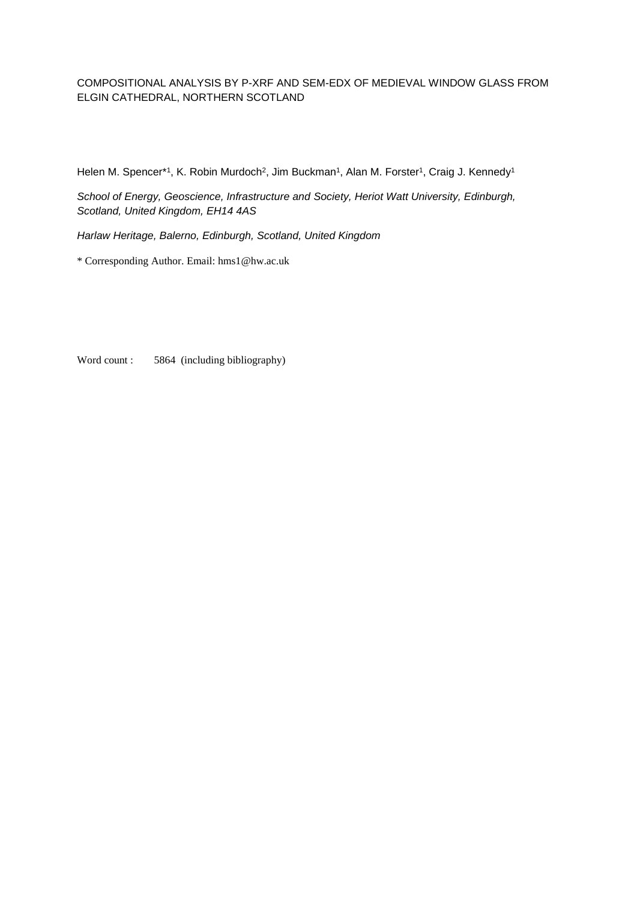COMPOSITIONAL ANALYSIS BY P-XRF AND SEM-EDX OF MEDIEVAL WINDOW GLASS FROM ELGIN CATHEDRAL, NORTHERN SCOTLAND

Helen M. Spencer*[1], K. Robin Murdoch[2], Jim Buckman[1], Alan M. Forster[1], Craig J. Kennedy[1]

*School of Energy, Geoscience, Infrastructure and Society, Heriot Watt University, Edinburgh, Scotland, United Kingdom, EH14 4AS*

*Harlaw Heritage, Balerno, Edinburgh, Scotland, United Kingdom*

\* Corresponding Author. Email: hms1@hw.ac.uk

Word count : 5864 (including bibliography)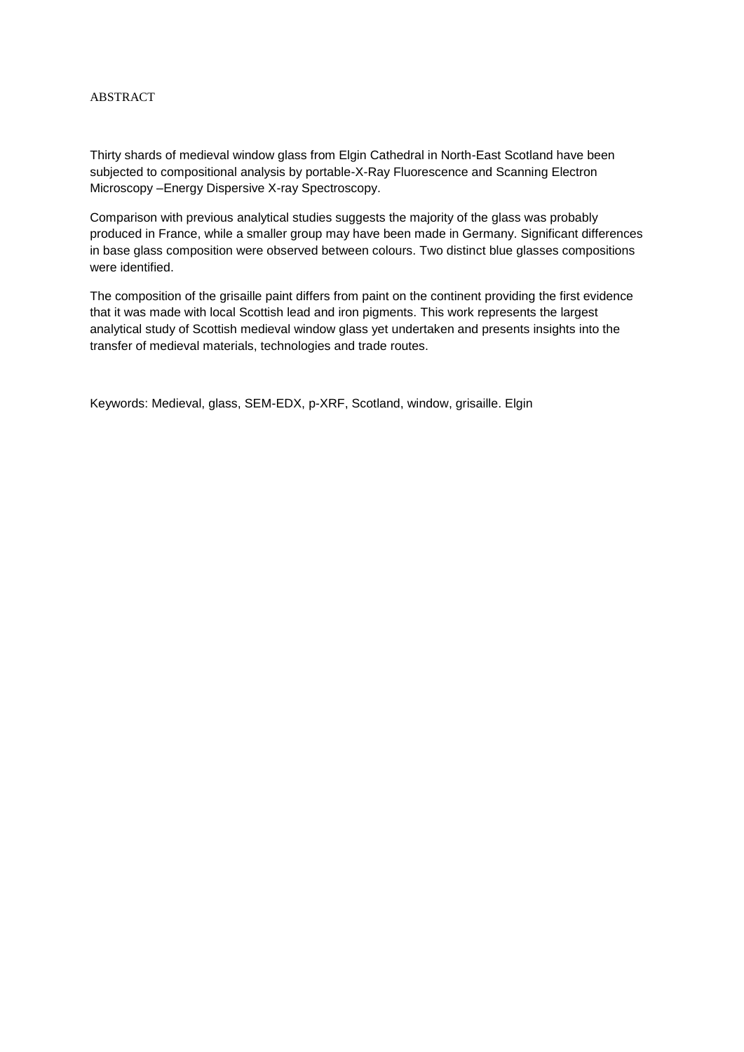# ABSTRACT

Thirty shards of medieval window glass from Elgin Cathedral in North-East Scotland have been subjected to compositional analysis by portable-X-Ray Fluorescence and Scanning Electron Microscopy –Energy Dispersive X-ray Spectroscopy.

Comparison with previous analytical studies suggests the majority of the glass was probably produced in France, while a smaller group may have been made in Germany. Significant differences in base glass composition were observed between colours. Two distinct blue glasses compositions were identified.

The composition of the grisaille paint differs from paint on the continent providing the first evidence that it was made with local Scottish lead and iron pigments. This work represents the largest analytical study of Scottish medieval window glass yet undertaken and presents insights into the transfer of medieval materials, technologies and trade routes.

Keywords: Medieval, glass, SEM-EDX, p-XRF, Scotland, window, grisaille. Elgin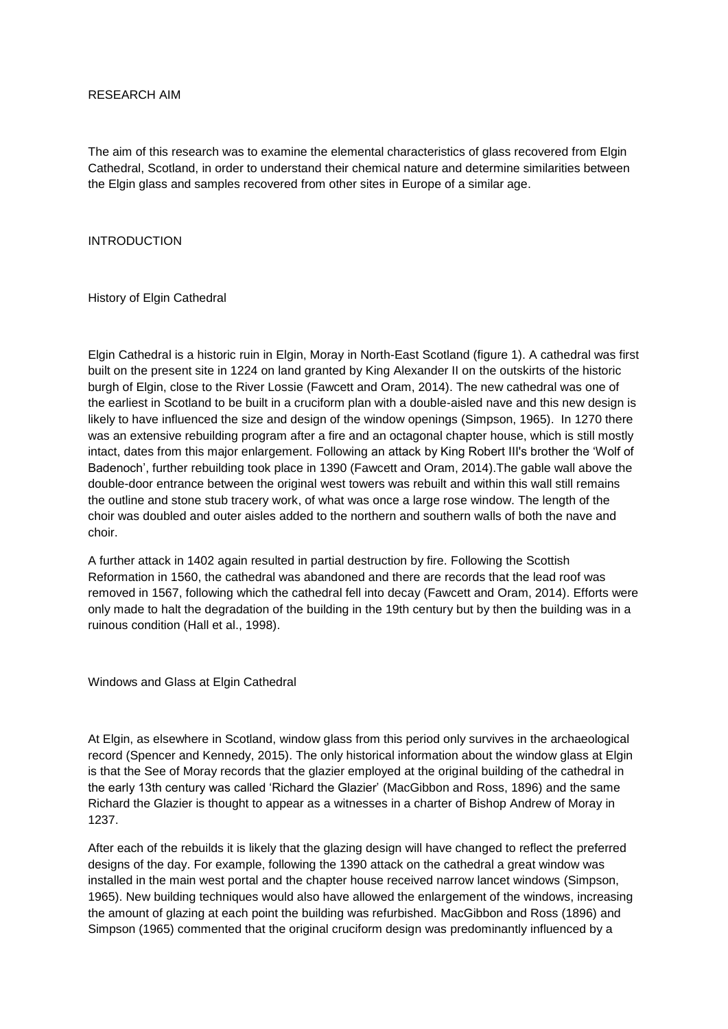## RESEARCH AIM

The aim of this research was to examine the elemental characteristics of glass recovered from Elgin Cathedral, Scotland, in order to understand their chemical nature and determine similarities between the Elgin glass and samples recovered from other sites in Europe of a similar age.

## INTRODUCTION

### History of Elgin Cathedral

Elgin Cathedral is a historic ruin in Elgin, Moray in North-East Scotland (figure 1). A cathedral was first built on the present site in 1224 on land granted by King Alexander II on the outskirts of the historic burgh of Elgin, close to the River Lossie (Fawcett and Oram, 2014). The new cathedral was one of the earliest in Scotland to be built in a cruciform plan with a double-aisled nave and this new design is likely to have influenced the size and design of the window openings (Simpson, 1965). In 1270 there was an extensive rebuilding program after a fire and an octagonal chapter house, which is still mostly intact, dates from this major enlargement. Following an attack by King Robert III's brother the 'Wolf of Badenoch', further rebuilding took place in 1390 (Fawcett and Oram, 2014).The gable wall above the double-door entrance between the original west towers was rebuilt and within this wall still remains the outline and stone stub tracery work, of what was once a large rose window. The length of the choir was doubled and outer aisles added to the northern and southern walls of both the nave and choir.

A further attack in 1402 again resulted in partial destruction by fire. Following the Scottish Reformation in 1560, the cathedral was abandoned and there are records that the lead roof was removed in 1567, following which the cathedral fell into decay (Fawcett and Oram, 2014). Efforts were only made to halt the degradation of the building in the 19th century but by then the building was in a ruinous condition (Hall et al., 1998).

### Windows and Glass at Elgin Cathedral

At Elgin, as elsewhere in Scotland, window glass from this period only survives in the archaeological record (Spencer and Kennedy, 2015). The only historical information about the window glass at Elgin is that the See of Moray records that the glazier employed at the original building of the cathedral in the early 13th century was called 'Richard the Glazier' (MacGibbon and Ross, 1896) and the same Richard the Glazier is thought to appear as a witnesses in a charter of Bishop Andrew of Moray in 1237.

After each of the rebuilds it is likely that the glazing design will have changed to reflect the preferred designs of the day. For example, following the 1390 attack on the cathedral a great window was installed in the main west portal and the chapter house received narrow lancet windows (Simpson, 1965). New building techniques would also have allowed the enlargement of the windows, increasing the amount of glazing at each point the building was refurbished. MacGibbon and Ross (1896) and Simpson (1965) commented that the original cruciform design was predominantly influenced by a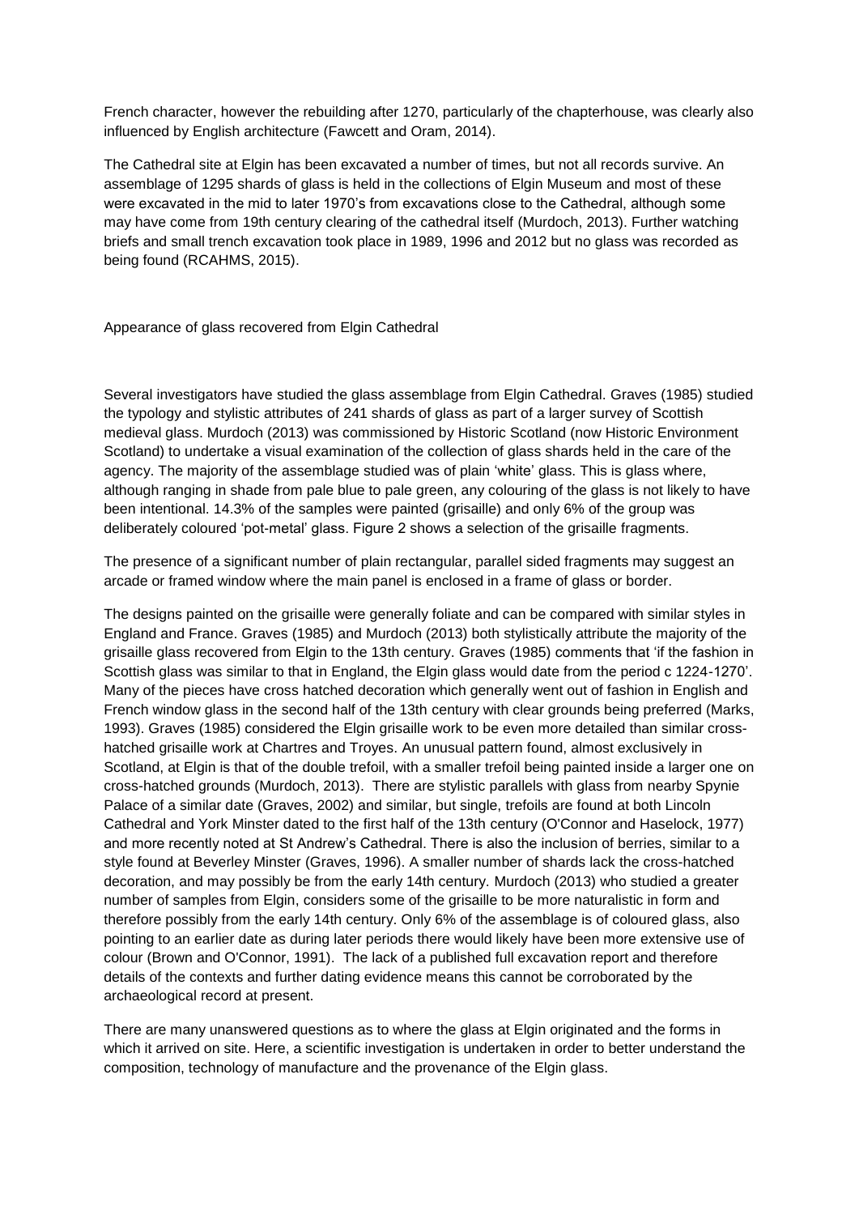French character, however the rebuilding after 1270, particularly of the chapterhouse, was clearly also influenced by English architecture (Fawcett and Oram, 2014).

The Cathedral site at Elgin has been excavated a number of times, but not all records survive. An assemblage of 1295 shards of glass is held in the collections of Elgin Museum and most of these were excavated in the mid to later 1970's from excavations close to the Cathedral, although some may have come from 19th century clearing of the cathedral itself (Murdoch, 2013). Further watching briefs and small trench excavation took place in 1989, 1996 and 2012 but no glass was recorded as being found (RCAHMS, 2015).

## Appearance of glass recovered from Elgin Cathedral

Several investigators have studied the glass assemblage from Elgin Cathedral. Graves (1985) studied the typology and stylistic attributes of 241 shards of glass as part of a larger survey of Scottish medieval glass. Murdoch (2013) was commissioned by Historic Scotland (now Historic Environment Scotland) to undertake a visual examination of the collection of glass shards held in the care of the agency. The majority of the assemblage studied was of plain 'white' glass. This is glass where, although ranging in shade from pale blue to pale green, any colouring of the glass is not likely to have been intentional. 14.3% of the samples were painted (grisaille) and only 6% of the group was deliberately coloured 'pot-metal' glass. Figure 2 shows a selection of the grisaille fragments.

The presence of a significant number of plain rectangular, parallel sided fragments may suggest an arcade or framed window where the main panel is enclosed in a frame of glass or border.

The designs painted on the grisaille were generally foliate and can be compared with similar styles in England and France. Graves (1985) and Murdoch (2013) both stylistically attribute the majority of the grisaille glass recovered from Elgin to the 13th century. Graves (1985) comments that 'if the fashion in Scottish glass was similar to that in England, the Elgin glass would date from the period c 1224-1270'. Many of the pieces have cross hatched decoration which generally went out of fashion in English and French window glass in the second half of the 13th century with clear grounds being preferred (Marks, 1993). Graves (1985) considered the Elgin grisaille work to be even more detailed than similar cross-hatched grisaille work at Chartres and Troyes. An unusual pattern found, almost exclusively in Scotland, at Elgin is that of the double trefoil, with a smaller trefoil being painted inside a larger one on cross-hatched grounds (Murdoch, 2013). There are stylistic parallels with glass from nearby Spynie Palace of a similar date (Graves, 2002) and similar, but single, trefoils are found at both Lincoln Cathedral and York Minster dated to the first half of the 13th century (O'Connor and Haselock, 1977) and more recently noted at St Andrew's Cathedral. There is also the inclusion of berries, similar to a style found at Beverley Minster (Graves, 1996). A smaller number of shards lack the cross-hatched decoration, and may possibly be from the early 14th century. Murdoch (2013) who studied a greater number of samples from Elgin, considers some of the grisaille to be more naturalistic in form and therefore possibly from the early 14th century. Only 6% of the assemblage is of coloured glass, also pointing to an earlier date as during later periods there would likely have been more extensive use of colour (Brown and O'Connor, 1991). The lack of a published full excavation report and therefore details of the contexts and further dating evidence means this cannot be corroborated by the archaeological record at present.

There are many unanswered questions as to where the glass at Elgin originated and the forms in which it arrived on site. Here, a scientific investigation is undertaken in order to better understand the composition, technology of manufacture and the provenance of the Elgin glass.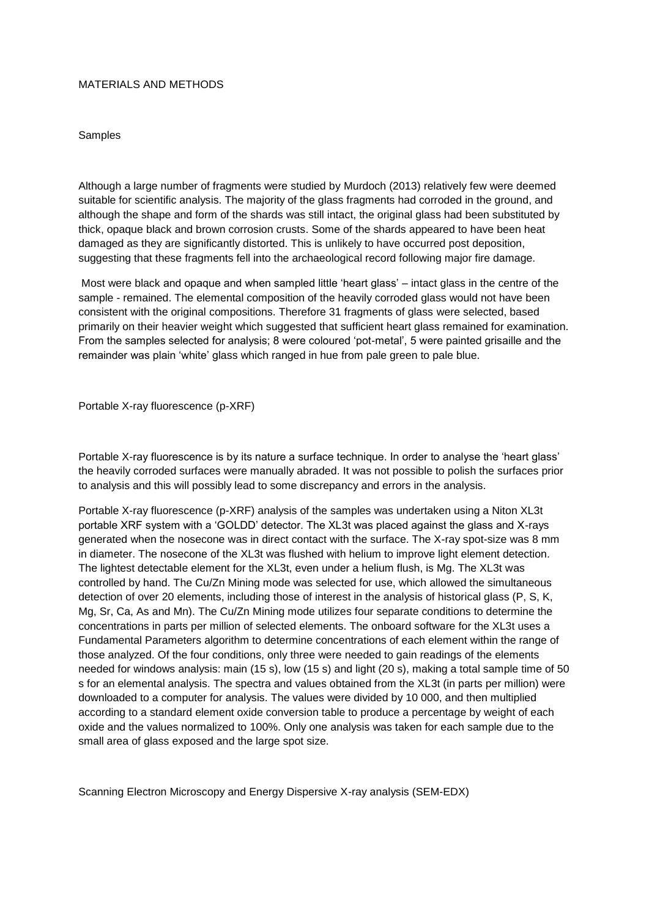# MATERIALS AND METHODS

## Samples

Although a large number of fragments were studied by Murdoch (2013) relatively few were deemed suitable for scientific analysis. The majority of the glass fragments had corroded in the ground, and although the shape and form of the shards was still intact, the original glass had been substituted by thick, opaque black and brown corrosion crusts. Some of the shards appeared to have been heat damaged as they are significantly distorted. This is unlikely to have occurred post deposition, suggesting that these fragments fell into the archaeological record following major fire damage.

Most were black and opaque and when sampled little 'heart glass' – intact glass in the centre of the sample - remained. The elemental composition of the heavily corroded glass would not have been consistent with the original compositions. Therefore 31 fragments of glass were selected, based primarily on their heavier weight which suggested that sufficient heart glass remained for examination. From the samples selected for analysis; 8 were coloured 'pot-metal', 5 were painted grisaille and the remainder was plain 'white' glass which ranged in hue from pale green to pale blue.

## Portable X-ray fluorescence (p-XRF)

Portable X-ray fluorescence is by its nature a surface technique. In order to analyse the 'heart glass' the heavily corroded surfaces were manually abraded. It was not possible to polish the surfaces prior to analysis and this will possibly lead to some discrepancy and errors in the analysis.

Portable X-ray fluorescence (p-XRF) analysis of the samples was undertaken using a Niton XL3t portable XRF system with a 'GOLDD' detector. The XL3t was placed against the glass and X-rays generated when the nosecone was in direct contact with the surface. The X-ray spot-size was 8 mm in diameter. The nosecone of the XL3t was flushed with helium to improve light element detection. The lightest detectable element for the XL3t, even under a helium flush, is Mg. The XL3t was controlled by hand. The Cu/Zn Mining mode was selected for use, which allowed the simultaneous detection of over 20 elements, including those of interest in the analysis of historical glass (P, S, K, Mg, Sr, Ca, As and Mn). The Cu/Zn Mining mode utilizes four separate conditions to determine the concentrations in parts per million of selected elements. The onboard software for the XL3t uses a Fundamental Parameters algorithm to determine concentrations of each element within the range of those analyzed. Of the four conditions, only three were needed to gain readings of the elements needed for windows analysis: main (15 s), low (15 s) and light (20 s), making a total sample time of 50 s for an elemental analysis. The spectra and values obtained from the XL3t (in parts per million) were downloaded to a computer for analysis. The values were divided by 10 000, and then multiplied according to a standard element oxide conversion table to produce a percentage by weight of each oxide and the values normalized to 100%. Only one analysis was taken for each sample due to the small area of glass exposed and the large spot size.

## Scanning Electron Microscopy and Energy Dispersive X-ray analysis (SEM-EDX)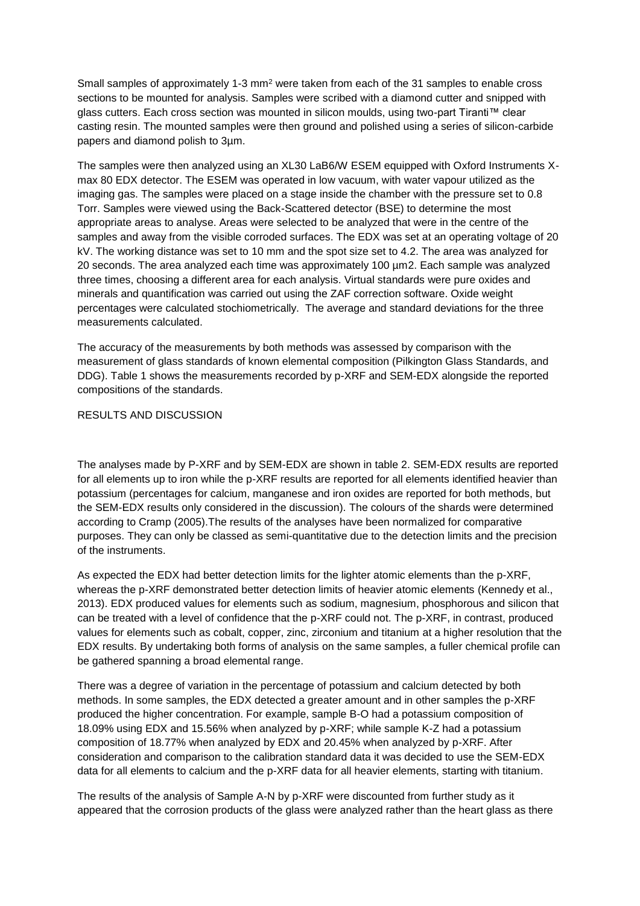Small samples of approximately 1-3 mm$^2$ were taken from each of the 31 samples to enable cross sections to be mounted for analysis. Samples were scribed with a diamond cutter and snipped with glass cutters. Each cross section was mounted in silicon moulds, using two-part Tiranti™ clear casting resin. The mounted samples were then ground and polished using a series of silicon-carbide papers and diamond polish to 3µm.

The samples were then analyzed using an XL30 LaB6/W ESEM equipped with Oxford Instruments X-max 80 EDX detector. The ESEM was operated in low vacuum, with water vapour utilized as the imaging gas. The samples were placed on a stage inside the chamber with the pressure set to 0.8 Torr. Samples were viewed using the Back-Scattered detector (BSE) to determine the most appropriate areas to analyse. Areas were selected to be analyzed that were in the centre of the samples and away from the visible corroded surfaces. The EDX was set at an operating voltage of 20 kV. The working distance was set to 10 mm and the spot size set to 4.2. The area was analyzed for 20 seconds. The area analyzed each time was approximately 100 µm2. Each sample was analyzed three times, choosing a different area for each analysis. Virtual standards were pure oxides and minerals and quantification was carried out using the ZAF correction software. Oxide weight percentages were calculated stochiometrically. The average and standard deviations for the three measurements calculated.

The accuracy of the measurements by both methods was assessed by comparison with the measurement of glass standards of known elemental composition (Pilkington Glass Standards, and DDG). Table 1 shows the measurements recorded by p-XRF and SEM-EDX alongside the reported compositions of the standards.

## RESULTS AND DISCUSSION

The analyses made by P-XRF and by SEM-EDX are shown in table 2. SEM-EDX results are reported for all elements up to iron while the p-XRF results are reported for all elements identified heavier than potassium (percentages for calcium, manganese and iron oxides are reported for both methods, but the SEM-EDX results only considered in the discussion). The colours of the shards were determined according to Cramp (2005).The results of the analyses have been normalized for comparative purposes. They can only be classed as semi-quantitative due to the detection limits and the precision of the instruments.

As expected the EDX had better detection limits for the lighter atomic elements than the p-XRF, whereas the p-XRF demonstrated better detection limits of heavier atomic elements (Kennedy et al., 2013). EDX produced values for elements such as sodium, magnesium, phosphorous and silicon that can be treated with a level of confidence that the p-XRF could not. The p-XRF, in contrast, produced values for elements such as cobalt, copper, zinc, zirconium and titanium at a higher resolution that the EDX results. By undertaking both forms of analysis on the same samples, a fuller chemical profile can be gathered spanning a broad elemental range.

There was a degree of variation in the percentage of potassium and calcium detected by both methods. In some samples, the EDX detected a greater amount and in other samples the p-XRF produced the higher concentration. For example, sample B-O had a potassium composition of 18.09% using EDX and 15.56% when analyzed by p-XRF; while sample K-Z had a potassium composition of 18.77% when analyzed by EDX and 20.45% when analyzed by p-XRF. After consideration and comparison to the calibration standard data it was decided to use the SEM-EDX data for all elements to calcium and the p-XRF data for all heavier elements, starting with titanium.

The results of the analysis of Sample A-N by p-XRF were discounted from further study as it appeared that the corrosion products of the glass were analyzed rather than the heart glass as there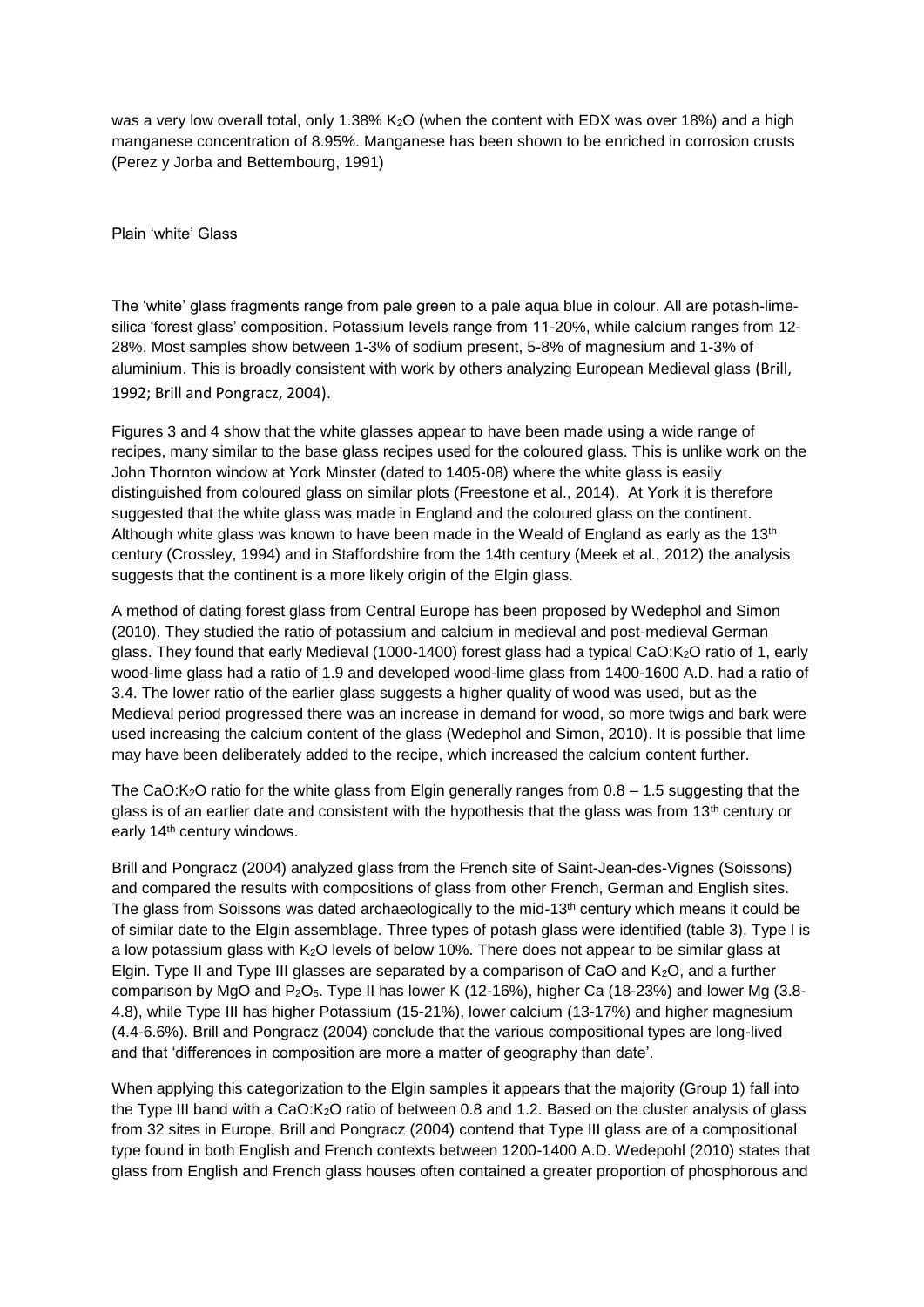was a very low overall total, only 1.38% $K_2O$ (when the content with EDX was over 18%) and a high manganese concentration of 8.95%. Manganese has been shown to be enriched in corrosion crusts (Perez y Jorba and Bettembourg, 1991)

## Plain 'white' Glass

The 'white' glass fragments range from pale green to a pale aqua blue in colour. All are potash-lime-silica 'forest glass' composition. Potassium levels range from 11-20%, while calcium ranges from 12-28%. Most samples show between 1-3% of sodium present, 5-8% of magnesium and 1-3% of aluminium. This is broadly consistent with work by others analyzing European Medieval glass (Brill, 1992; Brill and Pongracz, 2004).

Figures 3 and 4 show that the white glasses appear to have been made using a wide range of recipes, many similar to the base glass recipes used for the coloured glass. This is unlike work on the John Thornton window at York Minster (dated to 1405-08) where the white glass is easily distinguished from coloured glass on similar plots (Freestone et al., 2014). At York it is therefore suggested that the white glass was made in England and the coloured glass on the continent. Although white glass was known to have been made in the Weald of England as early as the 13th century (Crossley, 1994) and in Staffordshire from the 14th century (Meek et al., 2012) the analysis suggests that the continent is a more likely origin of the Elgin glass.

A method of dating forest glass from Central Europe has been proposed by Wedephol and Simon (2010). They studied the ratio of potassium and calcium in medieval and post-medieval German glass. They found that early Medieval (1000-1400) forest glass had a typical $CaO:K_2O$ ratio of 1, early wood-lime glass had a ratio of 1.9 and developed wood-lime glass from 1400-1600 A.D. had a ratio of 3.4. The lower ratio of the earlier glass suggests a higher quality of wood was used, but as the Medieval period progressed there was an increase in demand for wood, so more twigs and bark were used increasing the calcium content of the glass (Wedephol and Simon, 2010). It is possible that lime may have been deliberately added to the recipe, which increased the calcium content further.

The $CaO:K_2O$ ratio for the white glass from Elgin generally ranges from 0.8 – 1.5 suggesting that the glass is of an earlier date and consistent with the hypothesis that the glass was from 13th century or early 14th century windows.

Brill and Pongracz (2004) analyzed glass from the French site of Saint-Jean-des-Vignes (Soissons) and compared the results with compositions of glass from other French, German and English sites. The glass from Soissons was dated archaeologically to the mid-13th century which means it could be of similar date to the Elgin assemblage. Three types of potash glass were identified (table 3). Type I is a low potassium glass with $K_2O$ levels of below 10%. There does not appear to be similar glass at Elgin. Type II and Type III glasses are separated by a comparison of CaO and $K_2O$, and a further comparison by MgO and $P_2O_5$. Type II has lower K (12-16%), higher Ca (18-23%) and lower Mg (3.8-4.8), while Type III has higher Potassium (15-21%), lower calcium (13-17%) and higher magnesium (4.4-6.6%). Brill and Pongracz (2004) conclude that the various compositional types are long-lived and that 'differences in composition are more a matter of geography than date'.

When applying this categorization to the Elgin samples it appears that the majority (Group 1) fall into the Type III band with a $CaO:K_2O$ ratio of between 0.8 and 1.2. Based on the cluster analysis of glass from 32 sites in Europe, Brill and Pongracz (2004) contend that Type III glass are of a compositional type found in both English and French contexts between 1200-1400 A.D. Wedepohl (2010) states that glass from English and French glass houses often contained a greater proportion of phosphorous and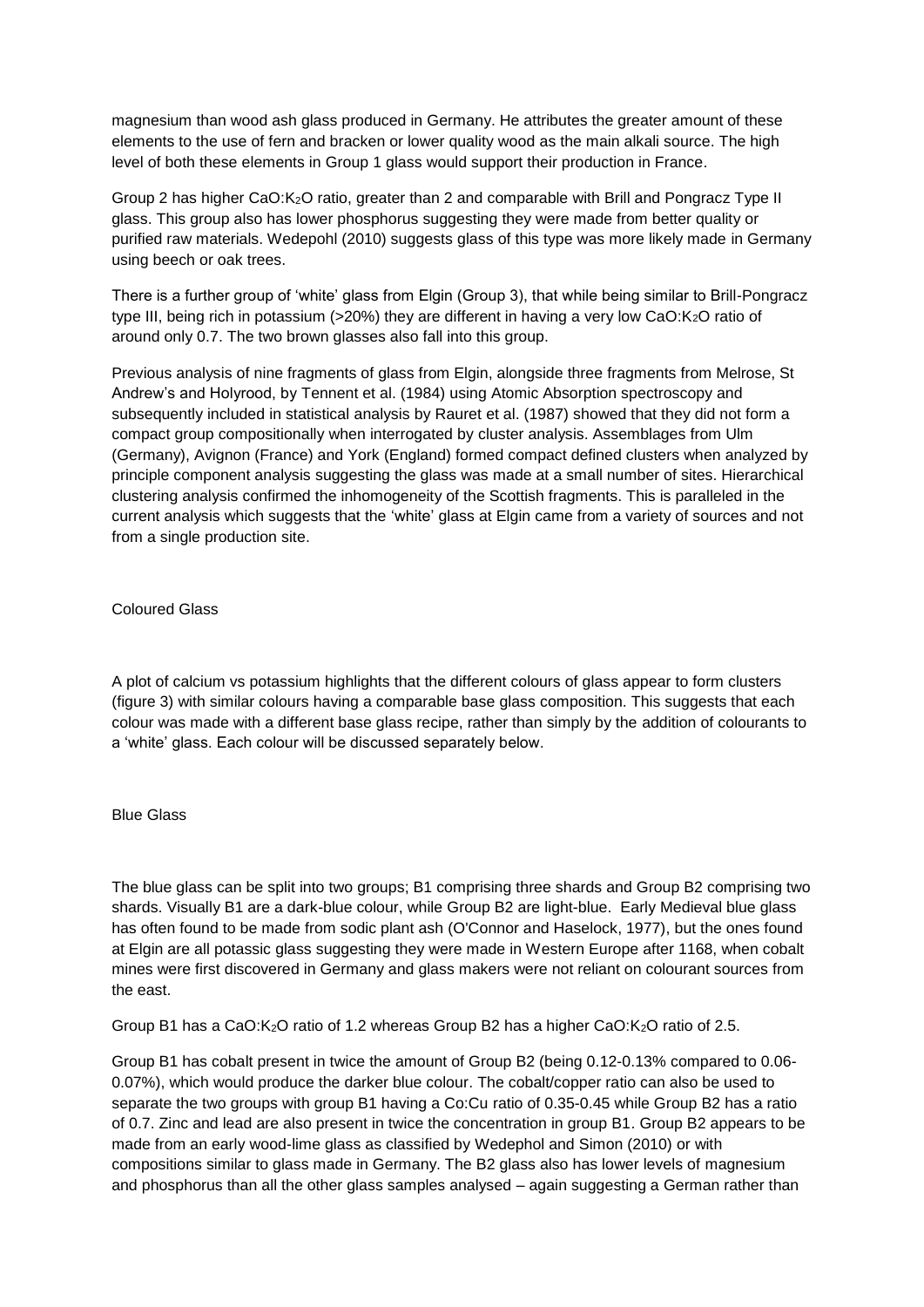magnesium than wood ash glass produced in Germany. He attributes the greater amount of these elements to the use of fern and bracken or lower quality wood as the main alkali source. The high level of both these elements in Group 1 glass would support their production in France.

Group 2 has higher $CaO:K_2O$ ratio, greater than 2 and comparable with Brill and Pongracz Type II glass. This group also has lower phosphorus suggesting they were made from better quality or purified raw materials. Wedepohl (2010) suggests glass of this type was more likely made in Germany using beech or oak trees.

There is a further group of 'white' glass from Elgin (Group 3), that while being similar to Brill-Pongracz type III, being rich in potassium (>20%) they are different in having a very low $CaO:K_2O$ ratio of around only 0.7. The two brown glasses also fall into this group.

Previous analysis of nine fragments of glass from Elgin, alongside three fragments from Melrose, St Andrew's and Holyrood, by Tennent et al. (1984) using Atomic Absorption spectroscopy and subsequently included in statistical analysis by Rauret et al. (1987) showed that they did not form a compact group compositionally when interrogated by cluster analysis. Assemblages from Ulm (Germany), Avignon (France) and York (England) formed compact defined clusters when analyzed by principle component analysis suggesting the glass was made at a small number of sites. Hierarchical clustering analysis confirmed the inhomogeneity of the Scottish fragments. This is paralleled in the current analysis which suggests that the 'white' glass at Elgin came from a variety of sources and not from a single production site.

## Coloured Glass

A plot of calcium vs potassium highlights that the different colours of glass appear to form clusters (figure 3) with similar colours having a comparable base glass composition. This suggests that each colour was made with a different base glass recipe, rather than simply by the addition of colourants to a 'white' glass. Each colour will be discussed separately below.

### Blue Glass

The blue glass can be split into two groups; B1 comprising three shards and Group B2 comprising two shards. Visually B1 are a dark-blue colour, while Group B2 are light-blue. Early Medieval blue glass has often found to be made from sodic plant ash (O'Connor and Haselock, 1977), but the ones found at Elgin are all potassic glass suggesting they were made in Western Europe after 1168, when cobalt mines were first discovered in Germany and glass makers were not reliant on colourant sources from the east.

Group B1 has a $CaO:K_2O$ ratio of 1.2 whereas Group B2 has a higher $CaO:K_2O$ ratio of 2.5.

Group B1 has cobalt present in twice the amount of Group B2 (being 0.12-0.13% compared to 0.06-0.07%), which would produce the darker blue colour. The cobalt/copper ratio can also be used to separate the two groups with group B1 having a Co:Cu ratio of 0.35-0.45 while Group B2 has a ratio of 0.7. Zinc and lead are also present in twice the concentration in group B1. Group B2 appears to be made from an early wood-lime glass as classified by Wedephol and Simon (2010) or with compositions similar to glass made in Germany. The B2 glass also has lower levels of magnesium and phosphorus than all the other glass samples analysed – again suggesting a German rather than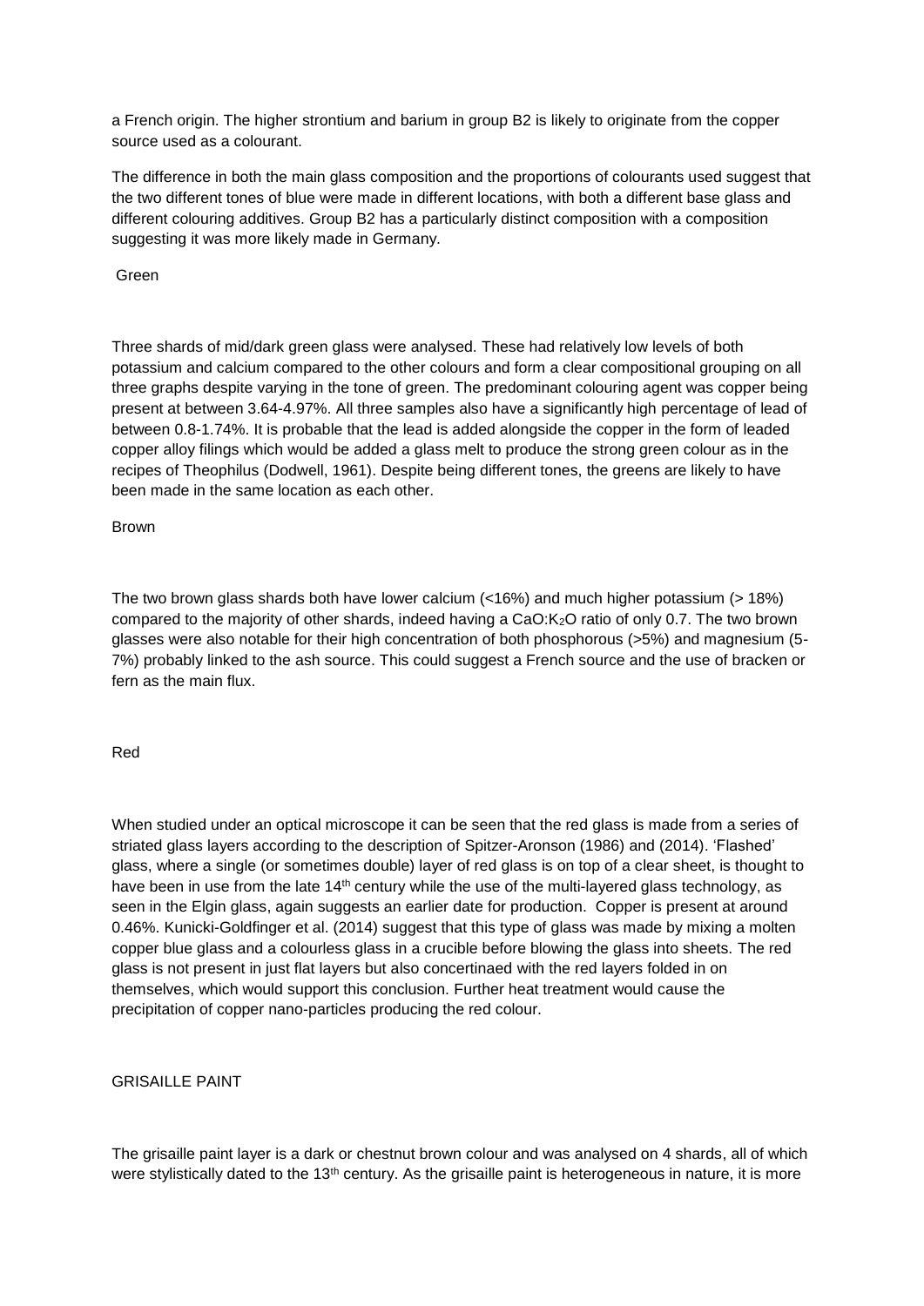a French origin. The higher strontium and barium in group B2 is likely to originate from the copper source used as a colourant.

The difference in both the main glass composition and the proportions of colourants used suggest that the two different tones of blue were made in different locations, with both a different base glass and different colouring additives. Group B2 has a particularly distinct composition with a composition suggesting it was more likely made in Germany.

### Green

Three shards of mid/dark green glass were analysed. These had relatively low levels of both potassium and calcium compared to the other colours and form a clear compositional grouping on all three graphs despite varying in the tone of green. The predominant colouring agent was copper being present at between 3.64-4.97%. All three samples also have a significantly high percentage of lead of between 0.8-1.74%. It is probable that the lead is added alongside the copper in the form of leaded copper alloy filings which would be added a glass melt to produce the strong green colour as in the recipes of Theophilus (Dodwell, 1961). Despite being different tones, the greens are likely to have been made in the same location as each other.

### Brown

The two brown glass shards both have lower calcium (<16%) and much higher potassium (> 18%) compared to the majority of other shards, indeed having a $CaO:K_2O$ ratio of only 0.7. The two brown glasses were also notable for their high concentration of both phosphorous (>5%) and magnesium (5-7%) probably linked to the ash source. This could suggest a French source and the use of bracken or fern as the main flux.

### Red

When studied under an optical microscope it can be seen that the red glass is made from a series of striated glass layers according to the description of Spitzer-Aronson (1986) and (2014). 'Flashed' glass, where a single (or sometimes double) layer of red glass is on top of a clear sheet, is thought to have been in use from the late 14th century while the use of the multi-layered glass technology, as seen in the Elgin glass, again suggests an earlier date for production. Copper is present at around 0.46%. Kunicki-Goldfinger et al. (2014) suggest that this type of glass was made by mixing a molten copper blue glass and a colourless glass in a crucible before blowing the glass into sheets. The red glass is not present in just flat layers but also concertinaed with the red layers folded in on themselves, which would support this conclusion. Further heat treatment would cause the precipitation of copper nano-particles producing the red colour.

## GRISAILLE PAINT

The grisaille paint layer is a dark or chestnut brown colour and was analysed on 4 shards, all of which were stylistically dated to the 13th century. As the grisaille paint is heterogeneous in nature, it is more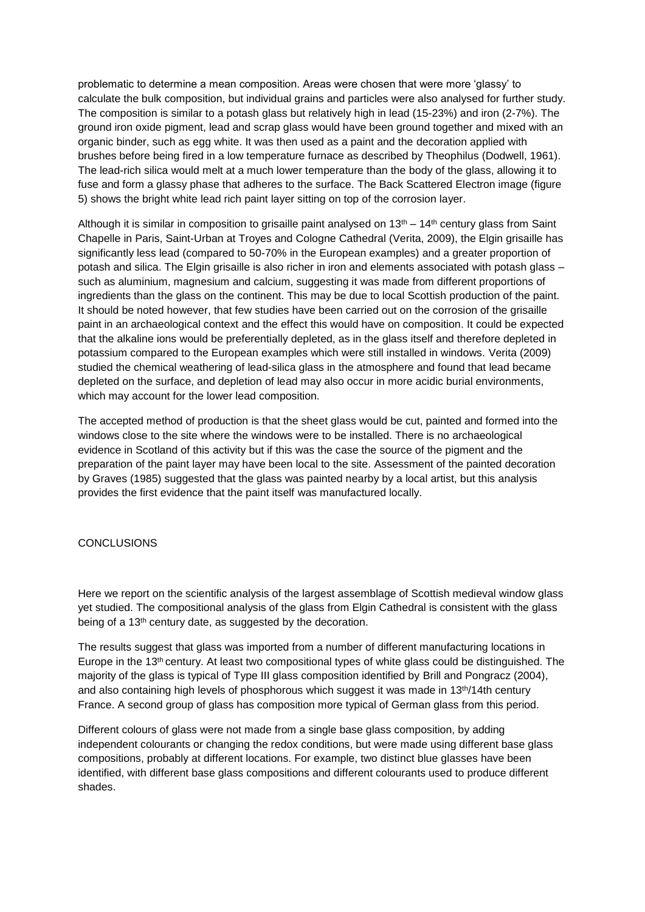problematic to determine a mean composition. Areas were chosen that were more 'glassy' to calculate the bulk composition, but individual grains and particles were also analysed for further study. The composition is similar to a potash glass but relatively high in lead (15-23%) and iron (2-7%). The ground iron oxide pigment, lead and scrap glass would have been ground together and mixed with an organic binder, such as egg white. It was then used as a paint and the decoration applied with brushes before being fired in a low temperature furnace as described by Theophilus (Dodwell, 1961). The lead-rich silica would melt at a much lower temperature than the body of the glass, allowing it to fuse and form a glassy phase that adheres to the surface. The Back Scattered Electron image (figure 5) shows the bright white lead rich paint layer sitting on top of the corrosion layer.

Although it is similar in composition to grisaille paint analysed on 13th – 14th century glass from Saint Chapelle in Paris, Saint-Urban at Troyes and Cologne Cathedral (Verita, 2009), the Elgin grisaille has significantly less lead (compared to 50-70% in the European examples) and a greater proportion of potash and silica. The Elgin grisaille is also richer in iron and elements associated with potash glass – such as aluminium, magnesium and calcium, suggesting it was made from different proportions of ingredients than the glass on the continent. This may be due to local Scottish production of the paint. It should be noted however, that few studies have been carried out on the corrosion of the grisaille paint in an archaeological context and the effect this would have on composition. It could be expected that the alkaline ions would be preferentially depleted, as in the glass itself and therefore depleted in potassium compared to the European examples which were still installed in windows. Verita (2009) studied the chemical weathering of lead-silica glass in the atmosphere and found that lead became depleted on the surface, and depletion of lead may also occur in more acidic burial environments, which may account for the lower lead composition.

The accepted method of production is that the sheet glass would be cut, painted and formed into the windows close to the site where the windows were to be installed. There is no archaeological evidence in Scotland of this activity but if this was the case the source of the pigment and the preparation of the paint layer may have been local to the site. Assessment of the painted decoration by Graves (1985) suggested that the glass was painted nearby by a local artist, but this analysis provides the first evidence that the paint itself was manufactured locally.

## CONCLUSIONS

Here we report on the scientific analysis of the largest assemblage of Scottish medieval window glass yet studied. The compositional analysis of the glass from Elgin Cathedral is consistent with the glass being of a 13th century date, as suggested by the decoration.

The results suggest that glass was imported from a number of different manufacturing locations in Europe in the 13th century. At least two compositional types of white glass could be distinguished. The majority of the glass is typical of Type III glass composition identified by Brill and Pongracz (2004), and also containing high levels of phosphorous which suggest it was made in 13th/14th century France. A second group of glass has composition more typical of German glass from this period.

Different colours of glass were not made from a single base glass composition, by adding independent colourants or changing the redox conditions, but were made using different base glass compositions, probably at different locations. For example, two distinct blue glasses have been identified, with different base glass compositions and different colourants used to produce different shades.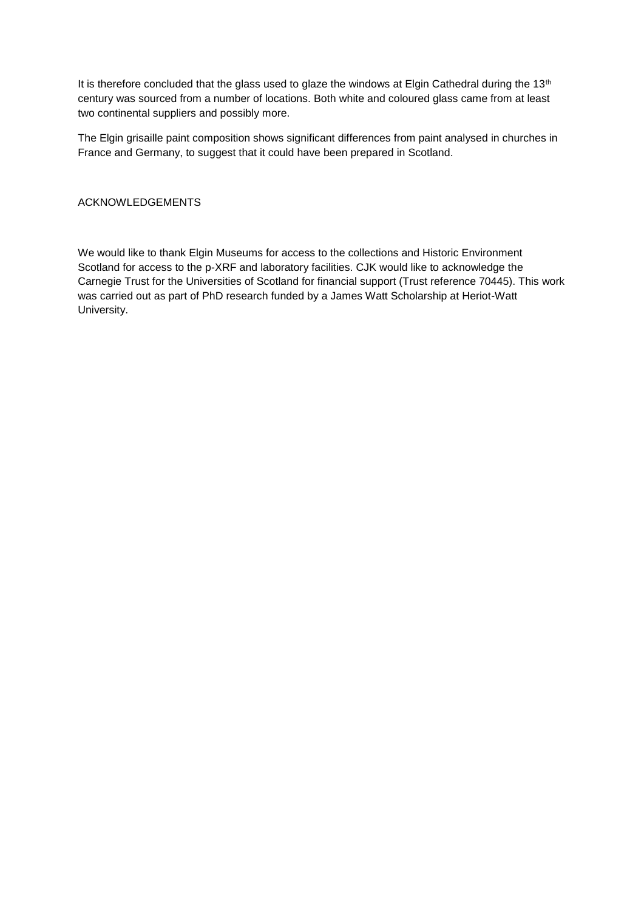It is therefore concluded that the glass used to glaze the windows at Elgin Cathedral during the 13th century was sourced from a number of locations. Both white and coloured glass came from at least two continental suppliers and possibly more.

The Elgin grisaille paint composition shows significant differences from paint analysed in churches in France and Germany, to suggest that it could have been prepared in Scotland.

## ACKNOWLEDGEMENTS

We would like to thank Elgin Museums for access to the collections and Historic Environment Scotland for access to the p-XRF and laboratory facilities. CJK would like to acknowledge the Carnegie Trust for the Universities of Scotland for financial support (Trust reference 70445). This work was carried out as part of PhD research funded by a James Watt Scholarship at Heriot-Watt University.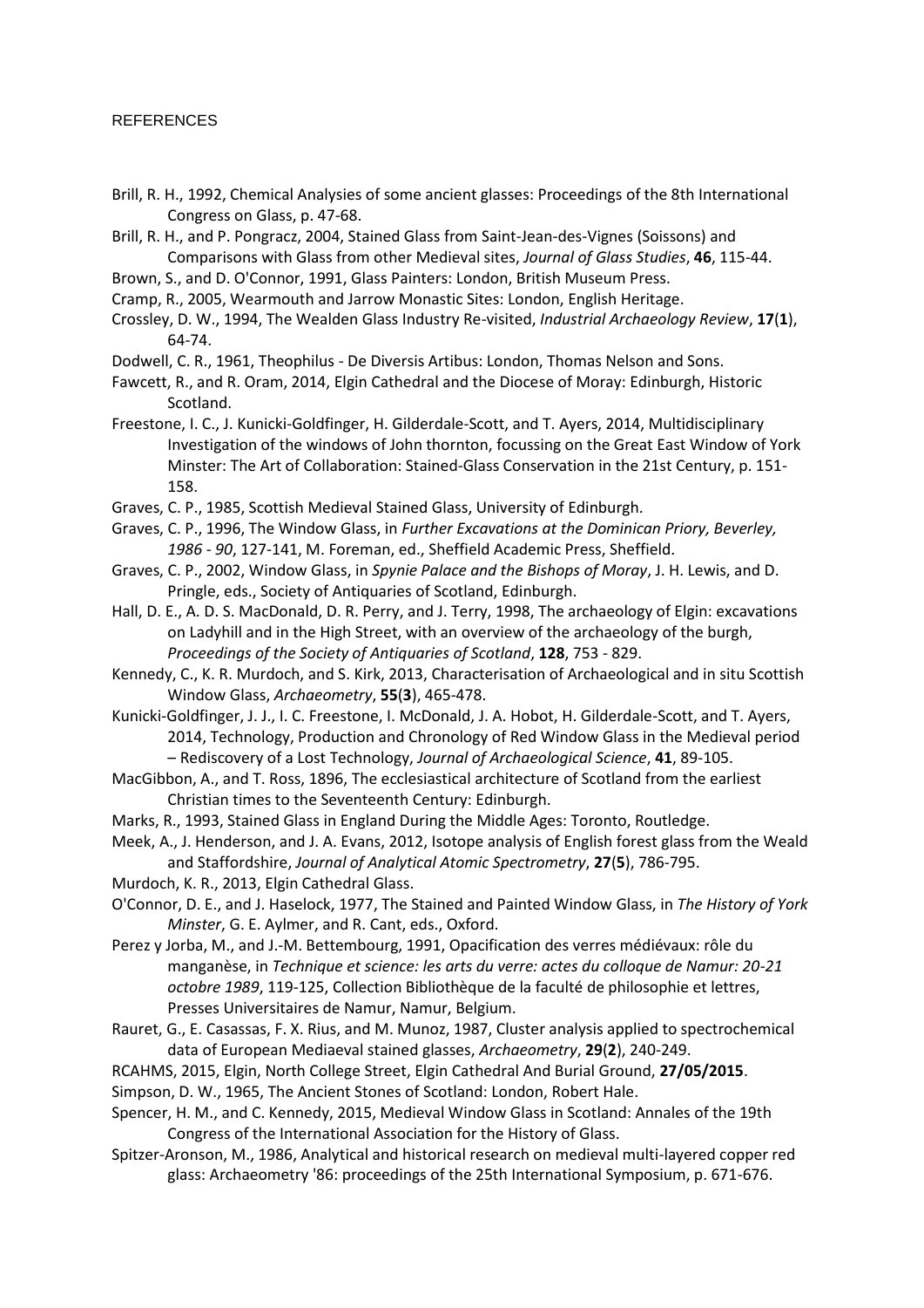## REFERENCES

Brill, R. H., 1992, Chemical Analysies of some ancient glasses: Proceedings of the 8th International Congress on Glass, p. 47-68.

Brill, R. H., and P. Pongracz, 2004, Stained Glass from Saint-Jean-des-Vignes (Soissons) and Comparisons with Glass from other Medieval sites, *Journal of Glass Studies*, **46**, 115-44.

Brown, S., and D. O'Connor, 1991, Glass Painters: London, British Museum Press.

Cramp, R., 2005, Wearmouth and Jarrow Monastic Sites: London, English Heritage.

Crossley, D. W., 1994, The Wealden Glass Industry Re-visited, *Industrial Archaeology Review*, **17**(**1**), 64-74.

Dodwell, C. R., 1961, Theophilus - De Diversis Artibus: London, Thomas Nelson and Sons.

Fawcett, R., and R. Oram, 2014, Elgin Cathedral and the Diocese of Moray: Edinburgh, Historic Scotland.

Freestone, I. C., J. Kunicki-Goldfinger, H. Gilderdale-Scott, and T. Ayers, 2014, Multidisciplinary Investigation of the windows of John thornton, focussing on the Great East Window of York Minster: The Art of Collaboration: Stained-Glass Conservation in the 21st Century, p. 151-158.

Graves, C. P., 1985, Scottish Medieval Stained Glass, University of Edinburgh.

Graves, C. P., 1996, The Window Glass, in *Further Excavations at the Dominican Priory, Beverley, 1986 - 90*, 127-141, M. Foreman, ed., Sheffield Academic Press, Sheffield.

Graves, C. P., 2002, Window Glass, in *Spynie Palace and the Bishops of Moray*, J. H. Lewis, and D. Pringle, eds., Society of Antiquaries of Scotland, Edinburgh.

Hall, D. E., A. D. S. MacDonald, D. R. Perry, and J. Terry, 1998, The archaeology of Elgin: excavations on Ladyhill and in the High Street, with an overview of the archaeology of the burgh, *Proceedings of the Society of Antiquaries of Scotland*, **128**, 753 - 829.

Kennedy, C., K. R. Murdoch, and S. Kirk, 2013, Characterisation of Archaeological and in situ Scottish Window Glass, *Archaeometry*, **55**(**3**), 465-478.

Kunicki-Goldfinger, J. J., I. C. Freestone, I. McDonald, J. A. Hobot, H. Gilderdale-Scott, and T. Ayers, 2014, Technology, Production and Chronology of Red Window Glass in the Medieval period – Rediscovery of a Lost Technology, *Journal of Archaeological Science*, **41**, 89-105.

MacGibbon, A., and T. Ross, 1896, The ecclesiastical architecture of Scotland from the earliest Christian times to the Seventeenth Century: Edinburgh.

Marks, R., 1993, Stained Glass in England During the Middle Ages: Toronto, Routledge.

Meek, A., J. Henderson, and J. A. Evans, 2012, Isotope analysis of English forest glass from the Weald and Staffordshire, *Journal of Analytical Atomic Spectrometry*, **27**(**5**), 786-795.

Murdoch, K. R., 2013, Elgin Cathedral Glass.

O'Connor, D. E., and J. Haselock, 1977, The Stained and Painted Window Glass, in *The History of York Minster*, G. E. Aylmer, and R. Cant, eds., Oxford.

Perez y Jorba, M., and J.-M. Bettembourg, 1991, Opacification des verres médiévaux: rôle du manganèse, in *Technique et science: les arts du verre: actes du colloque de Namur: 20-21 octobre 1989*, 119-125, Collection Bibliothèque de la faculté de philosophie et lettres, Presses Universitaires de Namur, Namur, Belgium.

Rauret, G., E. Casassas, F. X. Rius, and M. Munoz, 1987, Cluster analysis applied to spectrochemical data of European Mediaeval stained glasses, *Archaeometry*, **29**(**2**), 240-249.

RCAHMS, 2015, Elgin, North College Street, Elgin Cathedral And Burial Ground, **27/05/2015**.

Simpson, D. W., 1965, The Ancient Stones of Scotland: London, Robert Hale.

Spencer, H. M., and C. Kennedy, 2015, Medieval Window Glass in Scotland: Annales of the 19th Congress of the International Association for the History of Glass.

Spitzer-Aronson, M., 1986, Analytical and historical research on medieval multi-layered copper red glass: Archaeometry '86: proceedings of the 25th International Symposium, p. 671-676.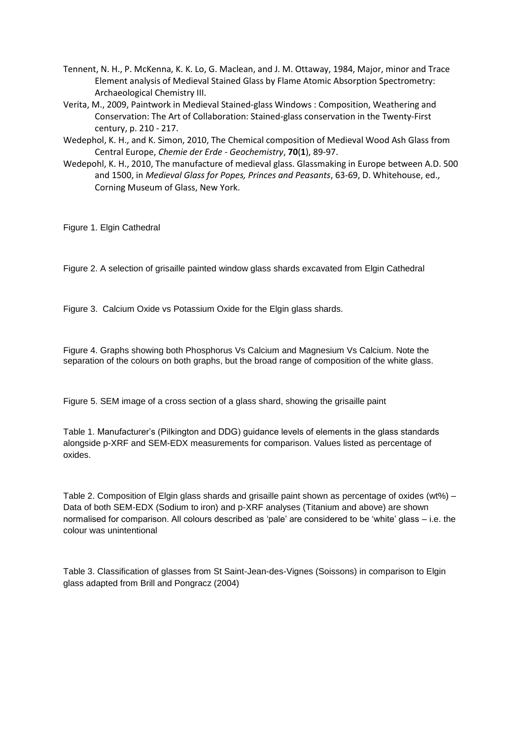Tennent, N. H., P. McKenna, K. K. Lo, G. Maclean, and J. M. Ottaway, 1984, Major, minor and Trace Element analysis of Medieval Stained Glass by Flame Atomic Absorption Spectrometry: Archaeological Chemistry III.

Verita, M., 2009, Paintwork in Medieval Stained-glass Windows : Composition, Weathering and Conservation: The Art of Collaboration: Stained-glass conservation in the Twenty-First century, p. 210 - 217.

Wedephol, K. H., and K. Simon, 2010, The Chemical composition of Medieval Wood Ash Glass from Central Europe, *Chemie der Erde - Geochemistry*, **70**(**1**), 89-97.

Wedepohl, K. H., 2010, The manufacture of medieval glass. Glassmaking in Europe between A.D. 500 and 1500, in *Medieval Glass for Popes, Princes and Peasants*, 63-69, D. Whitehouse, ed., Corning Museum of Glass, New York.

Figure 1. Elgin Cathedral

Figure 2. A selection of grisaille painted window glass shards excavated from Elgin Cathedral

Figure 3. Calcium Oxide vs Potassium Oxide for the Elgin glass shards.

Figure 4. Graphs showing both Phosphorus Vs Calcium and Magnesium Vs Calcium. Note the separation of the colours on both graphs, but the broad range of composition of the white glass.

Figure 5. SEM image of a cross section of a glass shard, showing the grisaille paint

Table 1. Manufacturer's (Pilkington and DDG) guidance levels of elements in the glass standards alongside p-XRF and SEM-EDX measurements for comparison. Values listed as percentage of oxides.

Table 2. Composition of Elgin glass shards and grisaille paint shown as percentage of oxides (wt%) – Data of both SEM-EDX (Sodium to iron) and p-XRF analyses (Titanium and above) are shown normalised for comparison. All colours described as 'pale' are considered to be 'white' glass – i.e. the colour was unintentional

Table 3. Classification of glasses from St Saint-Jean-des-Vignes (Soissons) in comparison to Elgin glass adapted from Brill and Pongracz (2004)